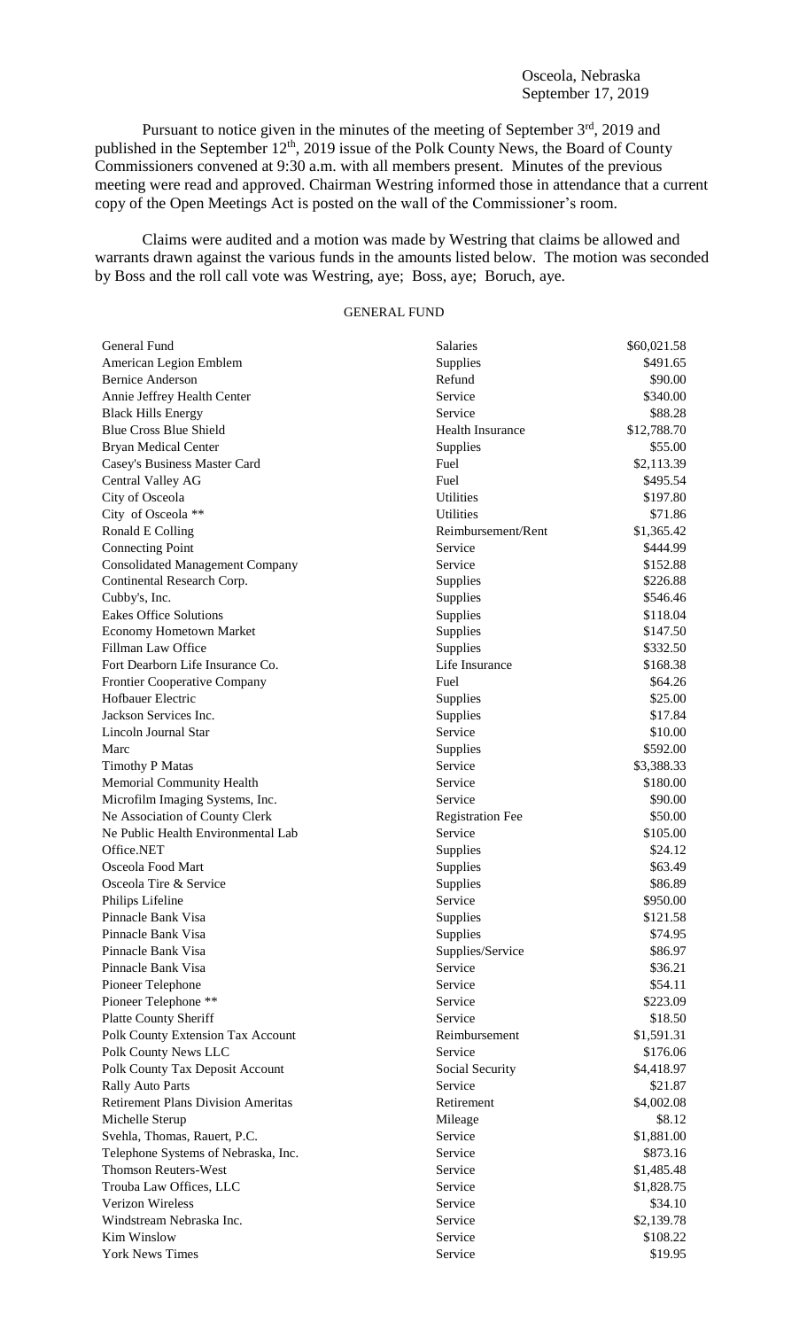Osceola, Nebraska
September 17, 2019

Pursuant to notice given in the minutes of the meeting of September 3rd, 2019 and published in the September 12th, 2019 issue of the Polk County News, the Board of County Commissioners convened at 9:30 a.m. with all members present. Minutes of the previous meeting were read and approved. Chairman Westring informed those in attendance that a current copy of the Open Meetings Act is posted on the wall of the Commissioner's room.

Claims were audited and a motion was made by Westring that claims be allowed and warrants drawn against the various funds in the amounts listed below. The motion was seconded by Boss and the roll call vote was Westring, aye; Boss, aye; Boruch, aye.

GENERAL FUND

| | | |
|---|---|---|
| General Fund | Salaries | $60,021.58 |
| American Legion Emblem | Supplies | $491.65 |
| Bernice Anderson | Refund | $90.00 |
| Annie Jeffrey Health Center | Service | $340.00 |
| Black Hills Energy | Service | $88.28 |
| Blue Cross Blue Shield | Health Insurance | $12,788.70 |
| Bryan Medical Center | Supplies | $55.00 |
| Casey's Business Master Card | Fuel | $2,113.39 |
| Central Valley AG | Fuel | $495.54 |
| City of Osceola | Utilities | $197.80 |
| City of Osceola ** | Utilities | $71.86 |
| Ronald E Colling | Reimbursement/Rent | $1,365.42 |
| Connecting Point | Service | $444.99 |
| Consolidated Management Company | Service | $152.88 |
| Continental Research Corp. | Supplies | $226.88 |
| Cubby's, Inc. | Supplies | $546.46 |
| Eakes Office Solutions | Supplies | $118.04 |
| Economy Hometown Market | Supplies | $147.50 |
| Fillman Law Office | Supplies | $332.50 |
| Fort Dearborn Life Insurance Co. | Life Insurance | $168.38 |
| Frontier Cooperative Company | Fuel | $64.26 |
| Hofbauer Electric | Supplies | $25.00 |
| Jackson Services Inc. | Supplies | $17.84 |
| Lincoln Journal Star | Service | $10.00 |
| Marc | Supplies | $592.00 |
| Timothy P Matas | Service | $3,388.33 |
| Memorial Community Health | Service | $180.00 |
| Microfilm Imaging Systems, Inc. | Service | $90.00 |
| Ne Association of County Clerk | Registration Fee | $50.00 |
| Ne Public Health Environmental Lab | Service | $105.00 |
| Office.NET | Supplies | $24.12 |
| Osceola Food Mart | Supplies | $63.49 |
| Osceola Tire & Service | Supplies | $86.89 |
| Philips Lifeline | Service | $950.00 |
| Pinnacle Bank Visa | Supplies | $121.58 |
| Pinnacle Bank Visa | Supplies | $74.95 |
| Pinnacle Bank Visa | Supplies/Service | $86.97 |
| Pinnacle Bank Visa | Service | $36.21 |
| Pioneer Telephone | Service | $54.11 |
| Pioneer Telephone ** | Service | $223.09 |
| Platte County Sheriff | Service | $18.50 |
| Polk County Extension Tax Account | Reimbursement | $1,591.31 |
| Polk County News LLC | Service | $176.06 |
| Polk County Tax Deposit Account | Social Security | $4,418.97 |
| Rally Auto Parts | Service | $21.87 |
| Retirement Plans Division Ameritas | Retirement | $4,002.08 |
| Michelle Sterup | Mileage | $8.12 |
| Svehla, Thomas, Rauert, P.C. | Service | $1,881.00 |
| Telephone Systems of Nebraska, Inc. | Service | $873.16 |
| Thomson Reuters-West | Service | $1,485.48 |
| Trouba Law Offices, LLC | Service | $1,828.75 |
| Verizon Wireless | Service | $34.10 |
| Windstream Nebraska Inc. | Service | $2,139.78 |
| Kim Winslow | Service | $108.22 |
| York News Times | Service | $19.95 |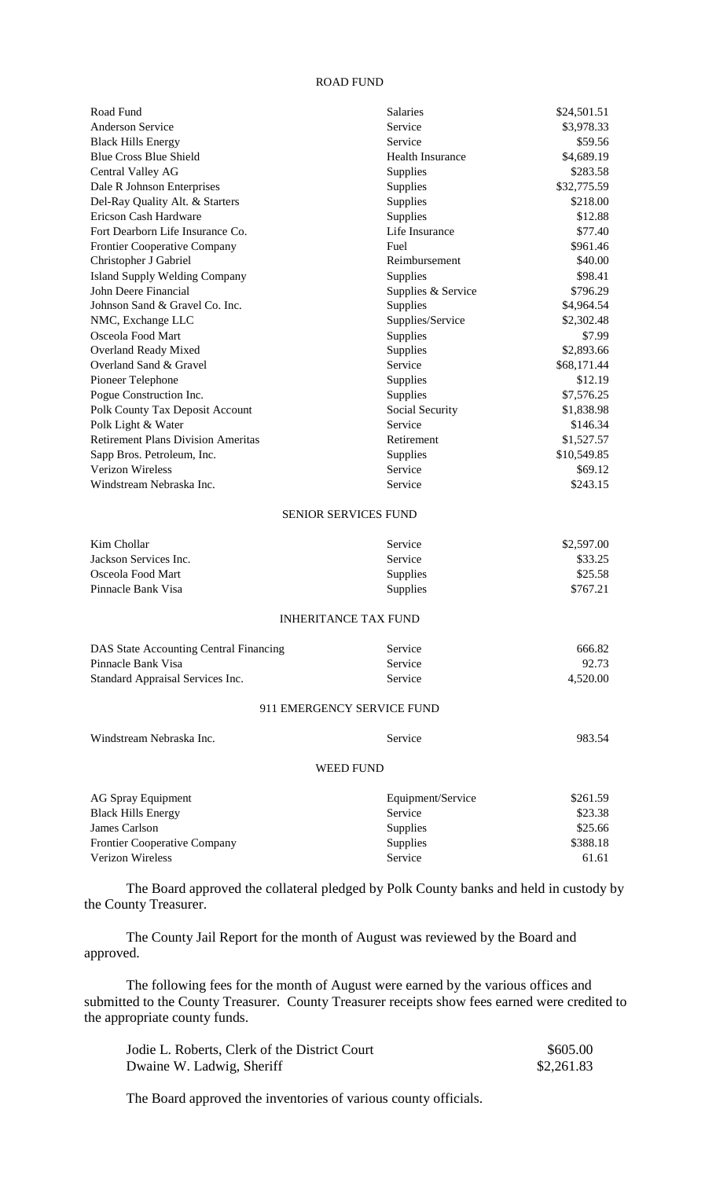## ROAD FUND

| | | |
|---|---|---|
| Road Fund | Salaries | $24,501.51 |
| Anderson Service | Service | $3,978.33 |
| Black Hills Energy | Service | $59.56 |
| Blue Cross Blue Shield | Health Insurance | $4,689.19 |
| Central Valley AG | Supplies | $283.58 |
| Dale R Johnson Enterprises | Supplies | $32,775.59 |
| Del-Ray Quality Alt. & Starters | Supplies | $218.00 |
| Ericson Cash Hardware | Supplies | $12.88 |
| Fort Dearborn Life Insurance Co. | Life Insurance | $77.40 |
| Frontier Cooperative Company | Fuel | $961.46 |
| Christopher J Gabriel | Reimbursement | $40.00 |
| Island Supply Welding Company | Supplies | $98.41 |
| John Deere Financial | Supplies & Service | $796.29 |
| Johnson Sand & Gravel Co. Inc. | Supplies | $4,964.54 |
| NMC, Exchange LLC | Supplies/Service | $2,302.48 |
| Osceola Food Mart | Supplies | $7.99 |
| Overland Ready Mixed | Supplies | $2,893.66 |
| Overland Sand & Gravel | Service | $68,171.44 |
| Pioneer Telephone | Supplies | $12.19 |
| Pogue Construction Inc. | Supplies | $7,576.25 |
| Polk County Tax Deposit Account | Social Security | $1,838.98 |
| Polk Light & Water | Service | $146.34 |
| Retirement Plans Division Ameritas | Retirement | $1,527.57 |
| Sapp Bros. Petroleum, Inc. | Supplies | $10,549.85 |
| Verizon Wireless | Service | $69.12 |
| Windstream Nebraska Inc. | Service | $243.15 |

## SENIOR SERVICES FUND

| | | |
|---|---|---|
| Kim Chollar | Service | $2,597.00 |
| Jackson Services Inc. | Service | $33.25 |
| Osceola Food Mart | Supplies | $25.58 |
| Pinnacle Bank Visa | Supplies | $767.21 |

## INHERITANCE TAX FUND

| | | |
|---|---|---|
| DAS State Accounting Central Financing | Service | 666.82 |
| Pinnacle Bank Visa | Service | 92.73 |
| Standard Appraisal Services Inc. | Service | 4,520.00 |

## 911 EMERGENCY SERVICE FUND

| | | |
|---|---|---|
| Windstream Nebraska Inc. | Service | 983.54 |

## WEED FUND

| | | |
|---|---|---|
| AG Spray Equipment | Equipment/Service | $261.59 |
| Black Hills Energy | Service | $23.38 |
| James Carlson | Supplies | $25.66 |
| Frontier Cooperative Company | Supplies | $388.18 |
| Verizon Wireless | Service | 61.61 |

The Board approved the collateral pledged by Polk County banks and held in custody by the County Treasurer.

The County Jail Report for the month of August was reviewed by the Board and approved.

The following fees for the month of August were earned by the various offices and submitted to the County Treasurer. County Treasurer receipts show fees earned were credited to the appropriate county funds.

| | |
|---|---|
| Jodie L. Roberts, Clerk of the District Court | $605.00 |
| Dwaine W. Ladwig, Sheriff | $2,261.83 |

The Board approved the inventories of various county officials.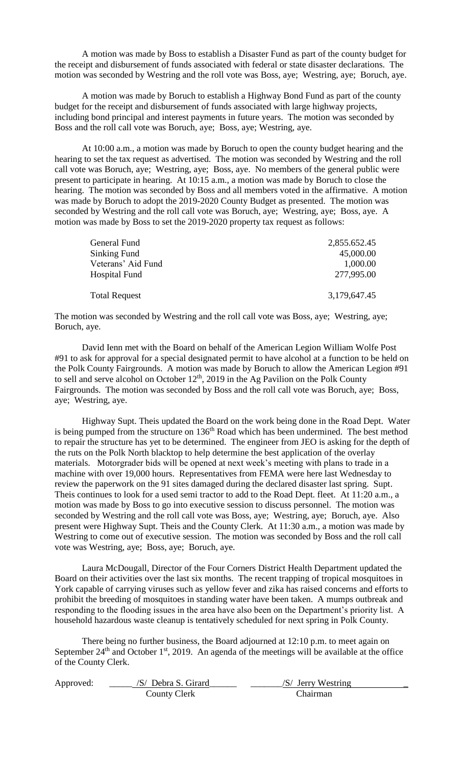A motion was made by Boss to establish a Disaster Fund as part of the county budget for the receipt and disbursement of funds associated with federal or state disaster declarations. The motion was seconded by Westring and the roll vote was Boss, aye; Westring, aye; Boruch, aye.

A motion was made by Boruch to establish a Highway Bond Fund as part of the county budget for the receipt and disbursement of funds associated with large highway projects, including bond principal and interest payments in future years. The motion was seconded by Boss and the roll call vote was Boruch, aye; Boss, aye; Westring, aye.

At 10:00 a.m., a motion was made by Boruch to open the county budget hearing and the hearing to set the tax request as advertised. The motion was seconded by Westring and the roll call vote was Boruch, aye; Westring, aye; Boss, aye. No members of the general public were present to participate in hearing. At 10:15 a.m., a motion was made by Boruch to close the hearing. The motion was seconded by Boss and all members voted in the affirmative. A motion was made by Boruch to adopt the 2019-2020 County Budget as presented. The motion was seconded by Westring and the roll call vote was Boruch, aye; Westring, aye; Boss, aye. A motion was made by Boss to set the 2019-2020 property tax request as follows:

| | |
|---|---|
| General Fund | 2,855.652.45 |
| Sinking Fund | 45,000.00 |
| Veterans' Aid Fund | 1,000.00 |
| Hospital Fund | 277,995.00 |
| Total Request | 3,179,647.45 |

The motion was seconded by Westring and the roll call vote was Boss, aye; Westring, aye; Boruch, aye.

David Ienn met with the Board on behalf of the American Legion William Wolfe Post #91 to ask for approval for a special designated permit to have alcohol at a function to be held on the Polk County Fairgrounds. A motion was made by Boruch to allow the American Legion #91 to sell and serve alcohol on October 12th, 2019 in the Ag Pavilion on the Polk County Fairgrounds. The motion was seconded by Boss and the roll call vote was Boruch, aye; Boss, aye; Westring, aye.

Highway Supt. Theis updated the Board on the work being done in the Road Dept. Water is being pumped from the structure on 136th Road which has been undermined. The best method to repair the structure has yet to be determined. The engineer from JEO is asking for the depth of the ruts on the Polk North blacktop to help determine the best application of the overlay materials. Motorgrader bids will be opened at next week's meeting with plans to trade in a machine with over 19,000 hours. Representatives from FEMA were here last Wednesday to review the paperwork on the 91 sites damaged during the declared disaster last spring. Supt. Theis continues to look for a used semi tractor to add to the Road Dept. fleet. At 11:20 a.m., a motion was made by Boss to go into executive session to discuss personnel. The motion was seconded by Westring and the roll call vote was Boss, aye; Westring, aye; Boruch, aye. Also present were Highway Supt. Theis and the County Clerk. At 11:30 a.m., a motion was made by Westring to come out of executive session. The motion was seconded by Boss and the roll call vote was Westring, aye; Boss, aye; Boruch, aye.

Laura McDougall, Director of the Four Corners District Health Department updated the Board on their activities over the last six months. The recent trapping of tropical mosquitoes in York capable of carrying viruses such as yellow fever and zika has raised concerns and efforts to prohibit the breeding of mosquitoes in standing water have been taken. A mumps outbreak and responding to the flooding issues in the area have also been on the Department's priority list. A household hazardous waste cleanup is tentatively scheduled for next spring in Polk County.

There being no further business, the Board adjourned at 12:10 p.m. to meet again on September 24th and October 1st, 2019. An agenda of the meetings will be available at the office of the County Clerk.

Approved: /S/ Debra S. Girard — County Clerk    /S/ Jerry Westring — Chairman